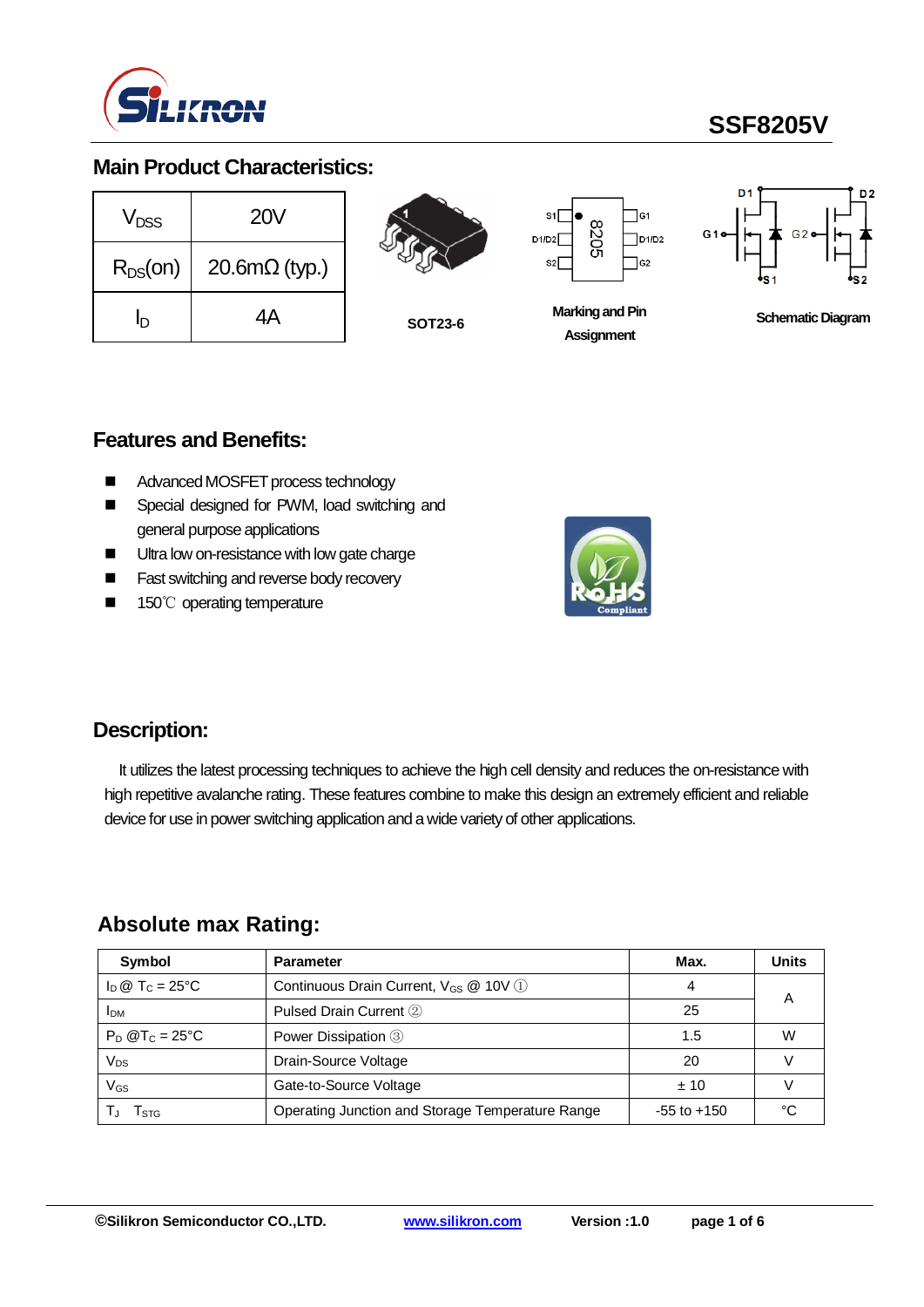# SSF8205V

## Main Product Characteristics:

| | |
|---|---|
| $V_{DSS}$ | 20V |
| $R_{DS}$(on) | 20.6mΩ (typ.) |
| $I_D$ | 4A |

SOT23-6

Marking and Pin Assignment

Schematic Diagram

## Features and Benefits:

- Advanced MOSFET process technology
- Special designed for PWM, load switching and general purpose applications
- Ultra low on-resistance with low gate charge
- Fast switching and reverse body recovery
- 150℃ operating temperature

## Description:

It utilizes the latest processing techniques to achieve the high cell density and reduces the on-resistance with high repetitive avalanche rating. These features combine to make this design an extremely efficient and reliable device for use in power switching application and a wide variety of other applications.

## Absolute max Rating:

| Symbol | Parameter | Max. | Units |
|---|---|---|---|
| $I_D$ @ $T_C$ = 25°C | Continuous Drain Current, $V_{GS}$ @ 10V ① | 4 | A |
| $I_{DM}$ | Pulsed Drain Current ② | 25 | |
| $P_D$ @$T_C$ = 25°C | Power Dissipation ③ | 1.5 | W |
| $V_{DS}$ | Drain-Source Voltage | 20 | V |
| $V_{GS}$ | Gate-to-Source Voltage | ± 10 | V |
| $T_J$ $T_{STG}$ | Operating Junction and Storage Temperature Range | -55 to +150 | °C |

©Silikron Semiconductor CO.,LTD. www.silikron.com Version :1.0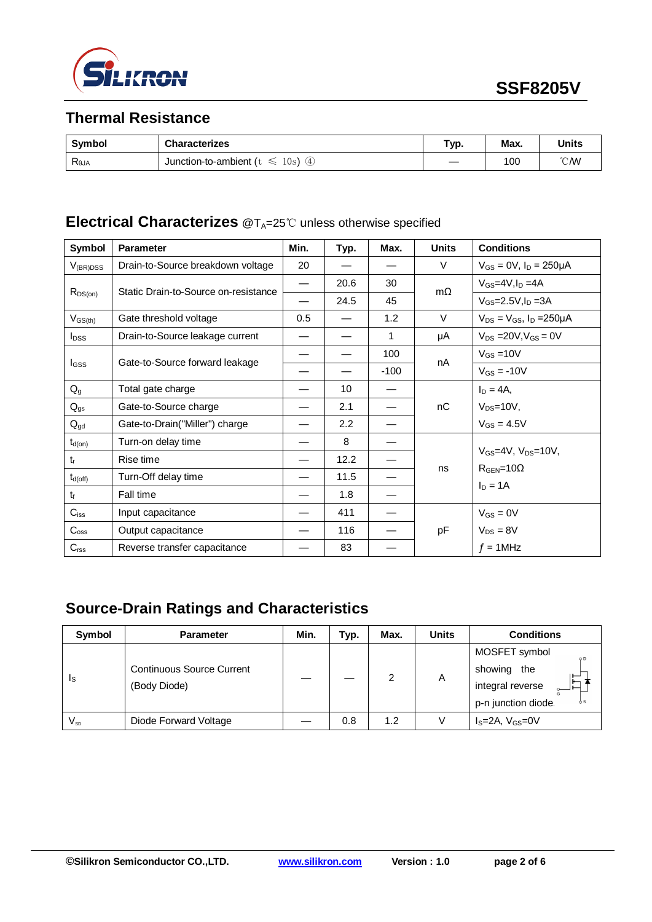## Thermal Resistance

| Symbol | Characterizes | Typ. | Max. | Units |
|---|---|---|---|---|
| $R_{θJA}$ | Junction-to-ambient (t ≤ 10s) ④ | — | 100 | ℃/W |

## Electrical Characterizes @$T_A$=25℃ unless otherwise specified

| Symbol | Parameter | Min. | Typ. | Max. | Units | Conditions |
|---|---|---|---|---|---|---|
| $V_{(BR)DSS}$ | Drain-to-Source breakdown voltage | 20 | — | — | V | $V_{GS}$ = 0V, $I_D$ = 250μA |
| $R_{DS(on)}$ | Static Drain-to-Source on-resistance | — | 20.6 | 30 | mΩ | $V_{GS}$=4V,$I_D$ =4A |
| | | — | 24.5 | 45 | | $V_{GS}$=2.5V,$I_D$ =3A |
| $V_{GS(th)}$ | Gate threshold voltage | 0.5 | — | 1.2 | V | $V_{DS}$ = $V_{GS}$, $I_D$ =250μA |
| $I_{DSS}$ | Drain-to-Source leakage current | — | — | 1 | μA | $V_{DS}$ =20V,$V_{GS}$ = 0V |
| $I_{GSS}$ | Gate-to-Source forward leakage | — | — | 100 | nA | $V_{GS}$ =10V |
| | | — | — | -100 | | $V_{GS}$ = -10V |
| $Q_g$ | Total gate charge | — | 10 | — | nC | $I_D$ = 4A, |
| $Q_{gs}$ | Gate-to-Source charge | — | 2.1 | — | | $V_{DS}$=10V, |
| $Q_{gd}$ | Gate-to-Drain("Miller") charge | — | 2.2 | — | | $V_{GS}$ = 4.5V |
| $t_{d(on)}$ | Turn-on delay time | — | 8 | — | ns | $V_{GS}$=4V, $V_{DS}$=10V, |
| $t_r$ | Rise time | — | 12.2 | — | | $R_{GEN}$=10Ω |
| $t_{d(off)}$ | Turn-Off delay time | — | 11.5 | — | | $I_D$ = 1A |
| $t_f$ | Fall time | — | 1.8 | — | | |
| $C_{iss}$ | Input capacitance | — | 411 | — | pF | $V_{GS}$ = 0V |
| $C_{oss}$ | Output capacitance | — | 116 | — | | $V_{DS}$ = 8V |
| $C_{rss}$ | Reverse transfer capacitance | — | 83 | — | | ƒ = 1MHz |

## Source-Drain Ratings and Characteristics

| Symbol | Parameter | Min. | Typ. | Max. | Units | Conditions |
|---|---|---|---|---|---|---|
| $I_S$ | Continuous Source Current (Body Diode) | — | — | 2 | A | MOSFET symbol showing the integral reverse p-n junction diode. |
| $V_{SD}$ | Diode Forward Voltage | — | 0.8 | 1.2 | V | $I_S$=2A, $V_{GS}$=0V |

©Silikron Semiconductor CO.,LTD. www.silikron.com Version : 1.0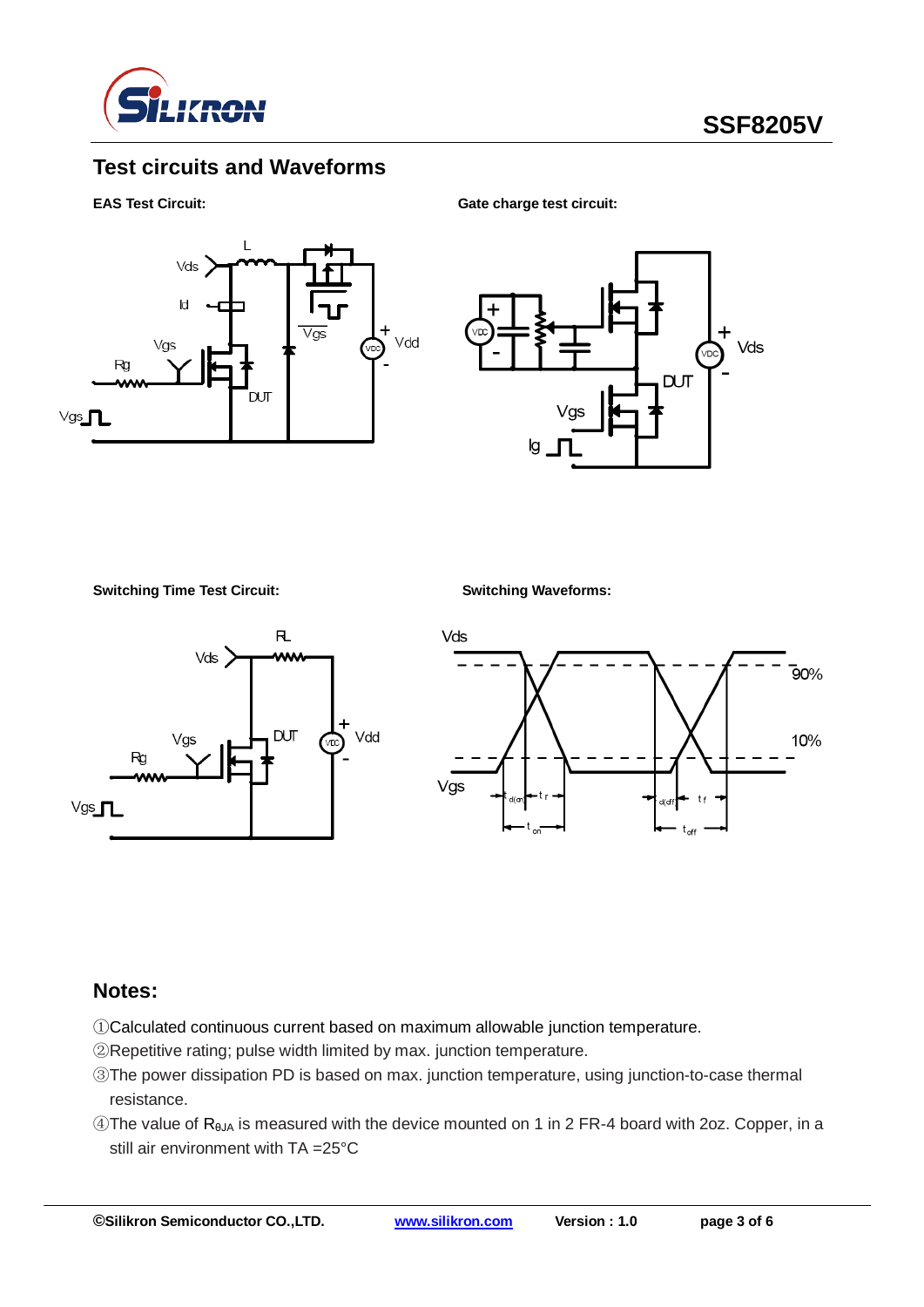## Test circuits and Waveforms

**EAS Test Circuit:**

**Gate charge test circuit:**

**Switching Time Test Circuit:**

**Switching Waveforms:**

## Notes:

①Calculated continuous current based on maximum allowable junction temperature.

②Repetitive rating; pulse width limited by max. junction temperature.

③The power dissipation PD is based on max. junction temperature, using junction-to-case thermal resistance.

④The value of $R_{\theta JA}$ is measured with the device mounted on 1 in 2 FR-4 board with 2oz. Copper, in a still air environment with TA =25°C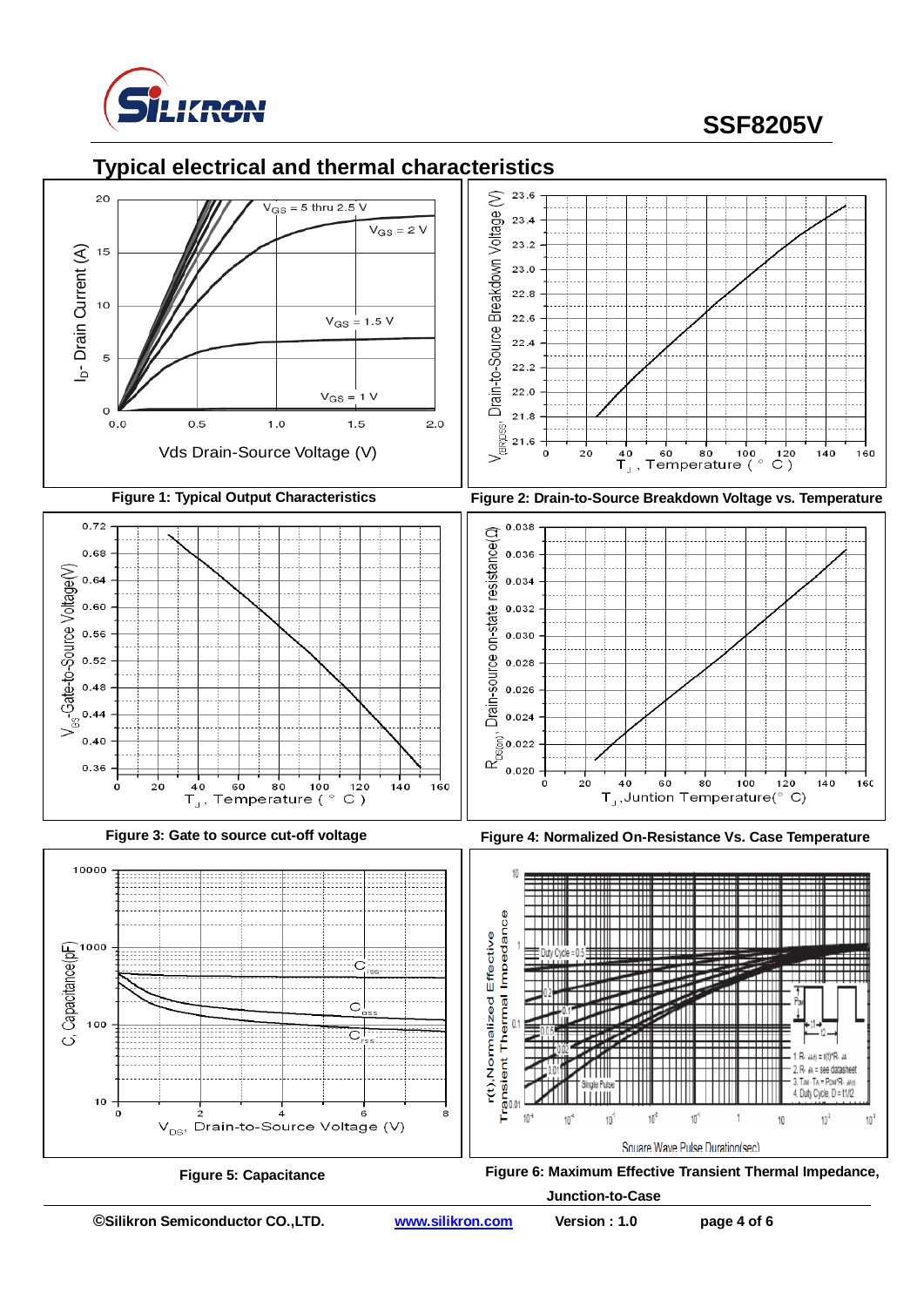## Typical electrical and thermal characteristics

Figure 1: Typical Output Characteristics

Figure 2: Drain-to-Source Breakdown Voltage vs. Temperature

Figure 3: Gate to source cut-off voltage

Figure 4: Normalized On-Resistance Vs. Case Temperature

Figure 5: Capacitance

Figure 6: Maximum Effective Transient Thermal Impedance, Junction-to-Case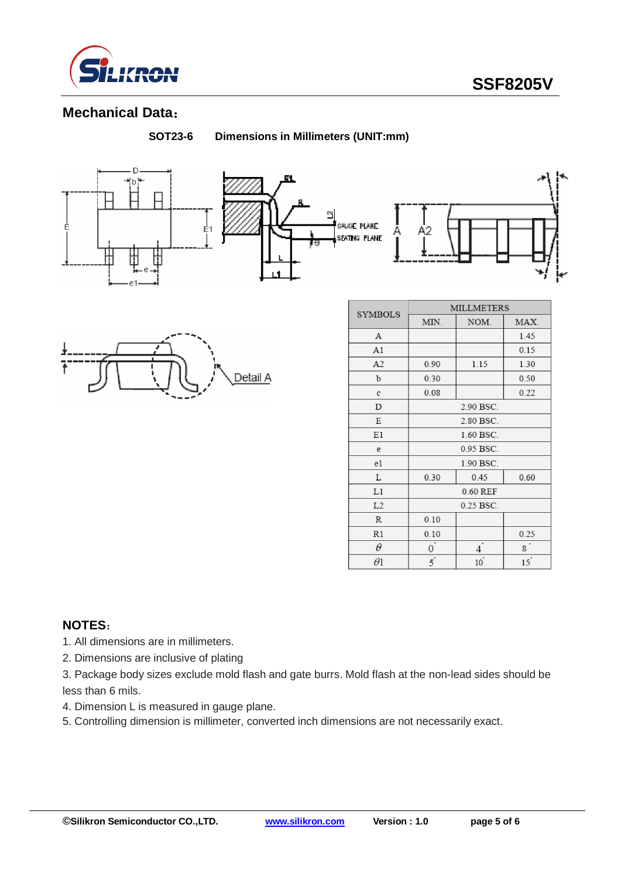## Mechanical Data：

**SOT23-6　　Dimensions in Millimeters (UNIT:mm)**

| SYMBOLS | MILLMETERS | | |
|---|---|---|---|
| | MIN. | NOM. | MAX. |
| A | | | 1.45 |
| A1 | | | 0.15 |
| A2 | 0.90 | 1.15 | 1.30 |
| b | 0.30 | | 0.50 |
| c | 0.08 | | 0.22 |
| D | 2.90 BSC. | | |
| E | 2.80 BSC. | | |
| E1 | 1.60 BSC. | | |
| e | 0.95 BSC. | | |
| e1 | 1.90 BSC. | | |
| L | 0.30 | 0.45 | 0.60 |
| L1 | 0.60 REF | | |
| L2 | 0.25 BSC. | | |
| R | 0.10 | | |
| R1 | 0.10 | | 0.25 |
| $\theta$ | 0° | 4° | 8° |
| $\theta$1 | 5° | 10° | 15° |

## NOTES：

1. All dimensions are in millimeters.
2. Dimensions are inclusive of plating
3. Package body sizes exclude mold flash and gate burrs. Mold flash at the non-lead sides should be less than 6 mils.
4. Dimension L is measured in gauge plane.
5. Controlling dimension is millimeter, converted inch dimensions are not necessarily exact.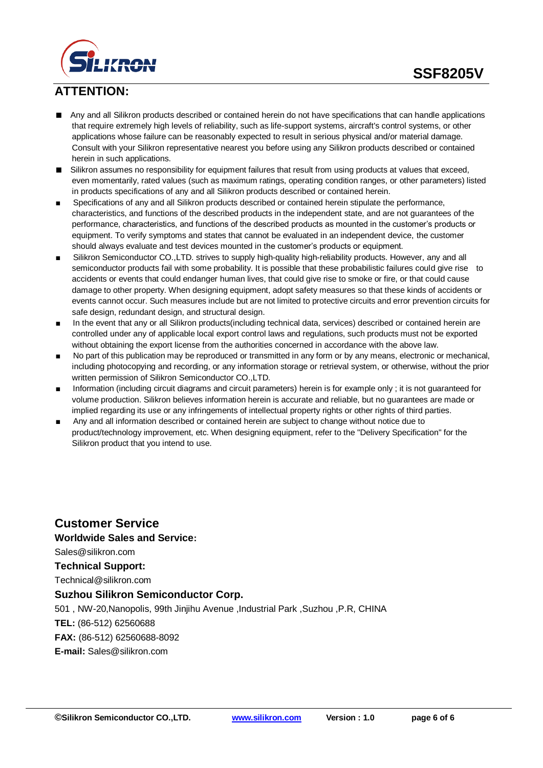## ATTENTION:

- Any and all Silikron products described or contained herein do not have specifications that can handle applications that require extremely high levels of reliability, such as life-support systems, aircraft's control systems, or other applications whose failure can be reasonably expected to result in serious physical and/or material damage. Consult with your Silikron representative nearest you before using any Silikron products described or contained herein in such applications.
- Silikron assumes no responsibility for equipment failures that result from using products at values that exceed, even momentarily, rated values (such as maximum ratings, operating condition ranges, or other parameters) listed in products specifications of any and all Silikron products described or contained herein.
- Specifications of any and all Silikron products described or contained herein stipulate the performance, characteristics, and functions of the described products in the independent state, and are not guarantees of the performance, characteristics, and functions of the described products as mounted in the customer's products or equipment. To verify symptoms and states that cannot be evaluated in an independent device, the customer should always evaluate and test devices mounted in the customer's products or equipment.
- Silikron Semiconductor CO.,LTD. strives to supply high-quality high-reliability products. However, any and all semiconductor products fail with some probability. It is possible that these probabilistic failures could give rise to accidents or events that could endanger human lives, that could give rise to smoke or fire, or that could cause damage to other property. When designing equipment, adopt safety measures so that these kinds of accidents or events cannot occur. Such measures include but are not limited to protective circuits and error prevention circuits for safe design, redundant design, and structural design.
- In the event that any or all Silikron products(including technical data, services) described or contained herein are controlled under any of applicable local export control laws and regulations, such products must not be exported without obtaining the export license from the authorities concerned in accordance with the above law.
- No part of this publication may be reproduced or transmitted in any form or by any means, electronic or mechanical, including photocopying and recording, or any information storage or retrieval system, or otherwise, without the prior written permission of Silikron Semiconductor CO.,LTD.
- Information (including circuit diagrams and circuit parameters) herein is for example only ; it is not guaranteed for volume production. Silikron believes information herein is accurate and reliable, but no guarantees are made or implied regarding its use or any infringements of intellectual property rights or other rights of third parties.
- Any and all information described or contained herein are subject to change without notice due to product/technology improvement, etc. When designing equipment, refer to the "Delivery Specification" for the Silikron product that you intend to use.

## Customer Service

### Worldwide Sales and Service:

Sales@silikron.com

### Technical Support:

Technical@silikron.com

### Suzhou Silikron Semiconductor Corp.

501 , NW-20,Nanopolis, 99th Jinjihu Avenue ,Industrial Park ,Suzhou ,P.R, CHINA

**TEL:** (86-512) 62560688

**FAX:** (86-512) 62560688-8092

**E-mail:** Sales@silikron.com